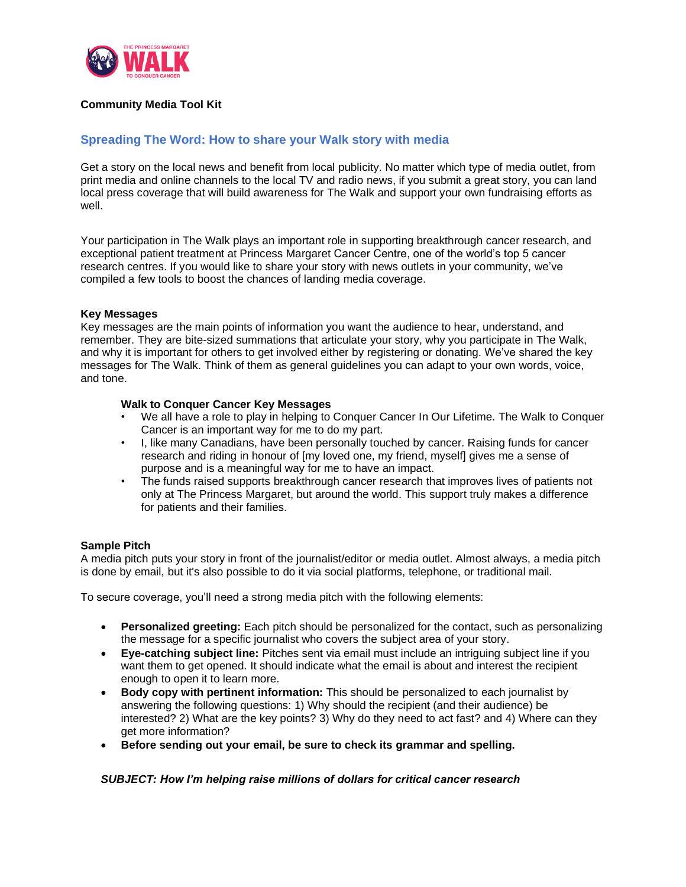**Community Media Tool Kit**

## Spreading The Word: How to share your Walk story with media

Get a story on the local news and benefit from local publicity. No matter which type of media outlet, from print media and online channels to the local TV and radio news, if you submit a great story, you can land local press coverage that will build awareness for The Walk and support your own fundraising efforts as well.

Your participation in The Walk plays an important role in supporting breakthrough cancer research, and exceptional patient treatment at Princess Margaret Cancer Centre, one of the world's top 5 cancer research centres. If you would like to share your story with news outlets in your community, we've compiled a few tools to boost the chances of landing media coverage.

### Key Messages

Key messages are the main points of information you want the audience to hear, understand, and remember. They are bite-sized summations that articulate your story, why you participate in The Walk, and why it is important for others to get involved either by registering or donating. We've shared the key messages for The Walk. Think of them as general guidelines you can adapt to your own words, voice, and tone.

#### Walk to Conquer Cancer Key Messages

- We all have a role to play in helping to Conquer Cancer In Our Lifetime. The Walk to Conquer Cancer is an important way for me to do my part.
- I, like many Canadians, have been personally touched by cancer. Raising funds for cancer research and riding in honour of [my loved one, my friend, myself] gives me a sense of purpose and is a meaningful way for me to have an impact.
- The funds raised supports breakthrough cancer research that improves lives of patients not only at The Princess Margaret, but around the world. This support truly makes a difference for patients and their families.

### Sample Pitch

A media pitch puts your story in front of the journalist/editor or media outlet. Almost always, a media pitch is done by email, but it's also possible to do it via social platforms, telephone, or traditional mail.

To secure coverage, you'll need a strong media pitch with the following elements:

- **Personalized greeting:** Each pitch should be personalized for the contact, such as personalizing the message for a specific journalist who covers the subject area of your story.
- **Eye-catching subject line:** Pitches sent via email must include an intriguing subject line if you want them to get opened. It should indicate what the email is about and interest the recipient enough to open it to learn more.
- **Body copy with pertinent information:** This should be personalized to each journalist by answering the following questions: 1) Why should the recipient (and their audience) be interested? 2) What are the key points? 3) Why do they need to act fast? and 4) Where can they get more information?
- **Before sending out your email, be sure to check its grammar and spelling.**

***SUBJECT: How I'm helping raise millions of dollars for critical cancer research***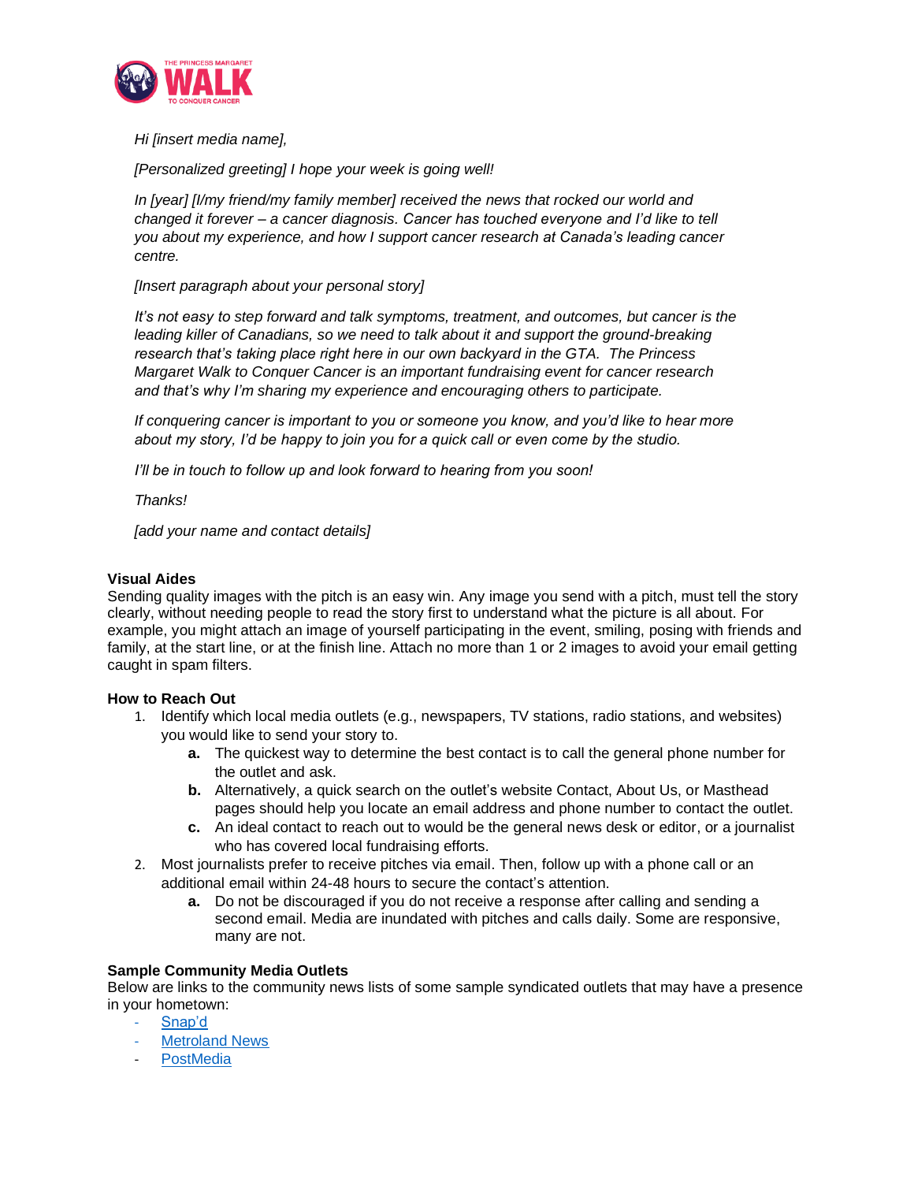*Hi [insert media name],*

*[Personalized greeting] I hope your week is going well!*

*In [year] [I/my friend/my family member] received the news that rocked our world and changed it forever – a cancer diagnosis. Cancer has touched everyone and I'd like to tell you about my experience, and how I support cancer research at Canada's leading cancer centre.*

*[Insert paragraph about your personal story]*

*It's not easy to step forward and talk symptoms, treatment, and outcomes, but cancer is the leading killer of Canadians, so we need to talk about it and support the ground-breaking research that's taking place right here in our own backyard in the GTA. The Princess Margaret Walk to Conquer Cancer is an important fundraising event for cancer research and that's why I'm sharing my experience and encouraging others to participate.*

*If conquering cancer is important to you or someone you know, and you'd like to hear more about my story, I'd be happy to join you for a quick call or even come by the studio.*

*I'll be in touch to follow up and look forward to hearing from you soon!*

*Thanks!*

*[add your name and contact details]*

**Visual Aides**

Sending quality images with the pitch is an easy win. Any image you send with a pitch, must tell the story clearly, without needing people to read the story first to understand what the picture is all about. For example, you might attach an image of yourself participating in the event, smiling, posing with friends and family, at the start line, or at the finish line. Attach no more than 1 or 2 images to avoid your email getting caught in spam filters.

**How to Reach Out**

1. Identify which local media outlets (e.g., newspapers, TV stations, radio stations, and websites) you would like to send your story to.
   a. The quickest way to determine the best contact is to call the general phone number for the outlet and ask.
   b. Alternatively, a quick search on the outlet's website Contact, About Us, or Masthead pages should help you locate an email address and phone number to contact the outlet.
   c. An ideal contact to reach out to would be the general news desk or editor, or a journalist who has covered local fundraising efforts.
2. Most journalists prefer to receive pitches via email. Then, follow up with a phone call or an additional email within 24-48 hours to secure the contact's attention.
   a. Do not be discouraged if you do not receive a response after calling and sending a second email. Media are inundated with pitches and calls daily. Some are responsive, many are not.

**Sample Community Media Outlets**

Below are links to the community news lists of some sample syndicated outlets that may have a presence in your hometown:

- Snap'd
- Metroland News
- PostMedia